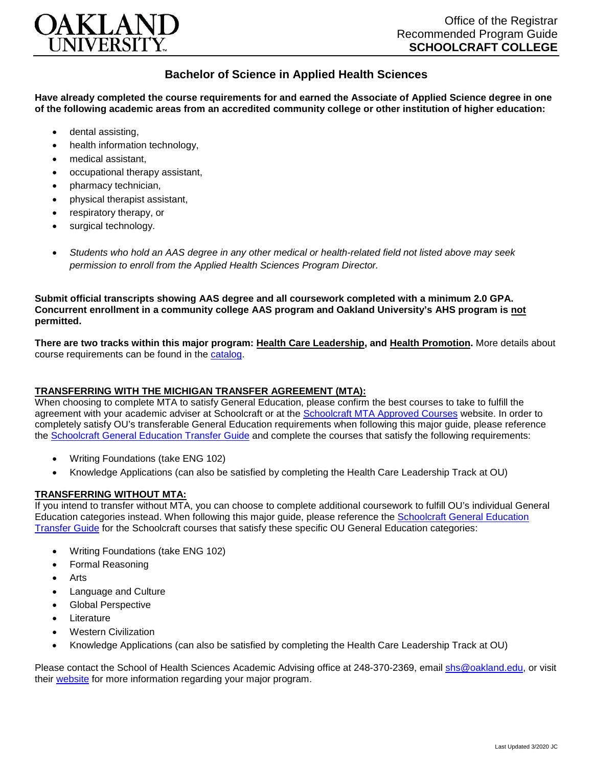Office of the Registrar
Recommended Program Guide
**SCHOOLCRAFT COLLEGE**

# Bachelor of Science in Applied Health Sciences

**Have already completed the course requirements for and earned the Associate of Applied Science degree in one of the following academic areas from an accredited community college or other institution of higher education:**

- dental assisting,
- health information technology,
- medical assistant,
- occupational therapy assistant,
- pharmacy technician,
- physical therapist assistant,
- respiratory therapy, or
- surgical technology.

- *Students who hold an AAS degree in any other medical or health-related field not listed above may seek permission to enroll from the Applied Health Sciences Program Director.*

**Submit official transcripts showing AAS degree and all coursework completed with a minimum 2.0 GPA. Concurrent enrollment in a community college AAS program and Oakland University's AHS program is not permitted.**

**There are two tracks within this major program: Health Care Leadership, and Health Promotion.** More details about course requirements can be found in the catalog.

## TRANSFERRING WITH THE MICHIGAN TRANSFER AGREEMENT (MTA):

When choosing to complete MTA to satisfy General Education, please confirm the best courses to take to fulfill the agreement with your academic adviser at Schoolcraft or at the Schoolcraft MTA Approved Courses website. In order to completely satisfy OU's transferable General Education requirements when following this major guide, please reference the Schoolcraft General Education Transfer Guide and complete the courses that satisfy the following requirements:

- Writing Foundations (take ENG 102)
- Knowledge Applications (can also be satisfied by completing the Health Care Leadership Track at OU)

## TRANSFERRING WITHOUT MTA:

If you intend to transfer without MTA, you can choose to complete additional coursework to fulfill OU's individual General Education categories instead. When following this major guide, please reference the Schoolcraft General Education Transfer Guide for the Schoolcraft courses that satisfy these specific OU General Education categories:

- Writing Foundations (take ENG 102)
- Formal Reasoning
- Arts
- Language and Culture
- Global Perspective
- Literature
- Western Civilization
- Knowledge Applications (can also be satisfied by completing the Health Care Leadership Track at OU)

Please contact the School of Health Sciences Academic Advising office at 248-370-2369, email shs@oakland.edu, or visit their website for more information regarding your major program.

Last Updated 3/2020 JC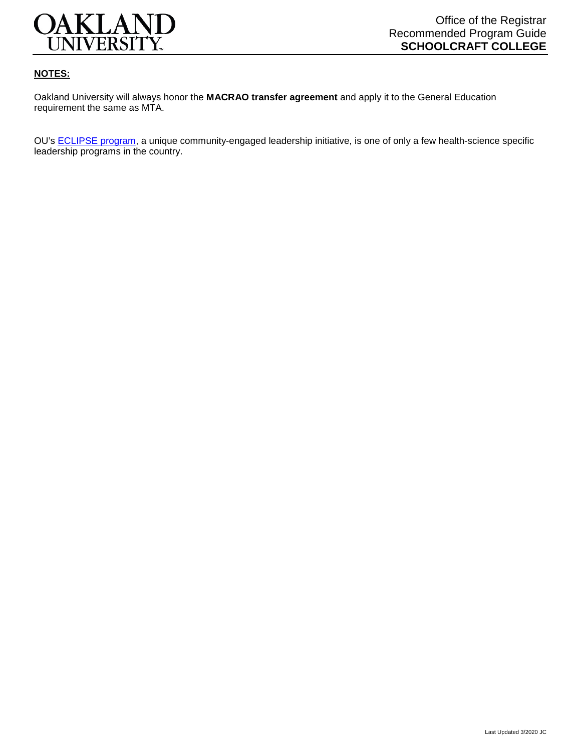**NOTES:**

Oakland University will always honor the **MACRAO transfer agreement** and apply it to the General Education requirement the same as MTA.

OU's ECLIPSE program, a unique community-engaged leadership initiative, is one of only a few health-science specific leadership programs in the country.